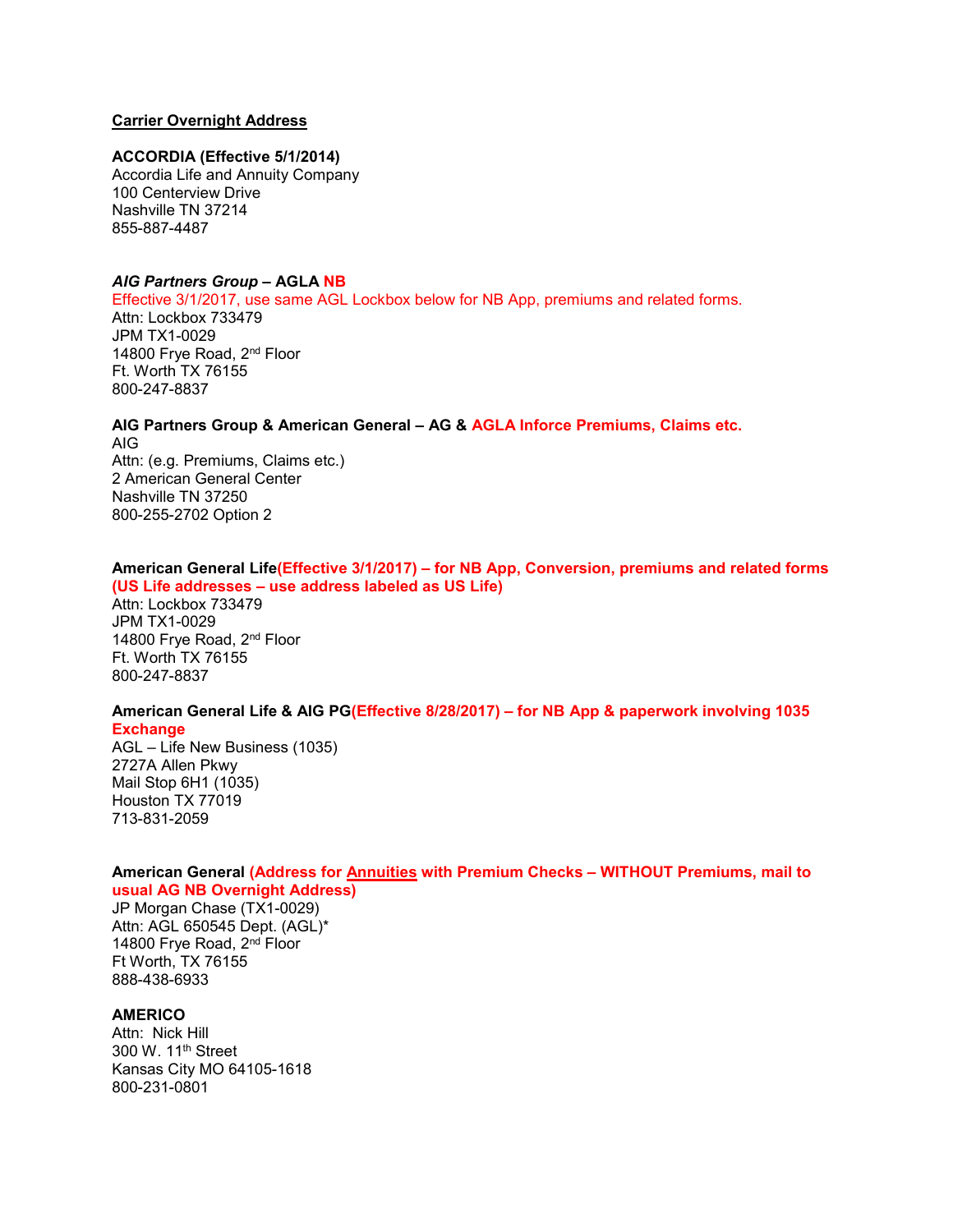**<u>Carrier Overnight Address</u>**

**ACCORDIA (Effective 5/1/2014)**
Accordia Life and Annuity Company
100 Centerview Drive
Nashville TN 37214
855-887-4487

***AIG Partners Group* – AGLA NB**
Effective 3/1/2017, use same AGL Lockbox below for NB App, premiums and related forms.
Attn: Lockbox 733479
JPM TX1-0029
14800 Frye Road, 2nd Floor
Ft. Worth TX 76155
800-247-8837

**AIG Partners Group & American General – AG & AGLA Inforce Premiums, Claims etc.**
AIG
Attn: (e.g. Premiums, Claims etc.)
2 American General Center
Nashville TN 37250
800-255-2702 Option 2

**American General Life(Effective 3/1/2017) – for NB App, Conversion, premiums and related forms (US Life addresses – use address labeled as US Life)**
Attn: Lockbox 733479
JPM TX1-0029
14800 Frye Road, 2nd Floor
Ft. Worth TX 76155
800-247-8837

**American General Life & AIG PG(Effective 8/28/2017) – for NB App & paperwork involving 1035 Exchange**
AGL – Life New Business (1035)
2727A Allen Pkwy
Mail Stop 6H1 (1035)
Houston TX 77019
713-831-2059

**American General (Address for <u>Annuities</u> with Premium Checks – WITHOUT Premiums, mail to usual AG NB Overnight Address)**
JP Morgan Chase (TX1-0029)
Attn: AGL 650545 Dept. (AGL)*
14800 Frye Road, 2nd Floor
Ft Worth, TX 76155
888-438-6933

**AMERICO**
Attn: Nick Hill
300 W. 11th Street
Kansas City MO 64105-1618
800-231-0801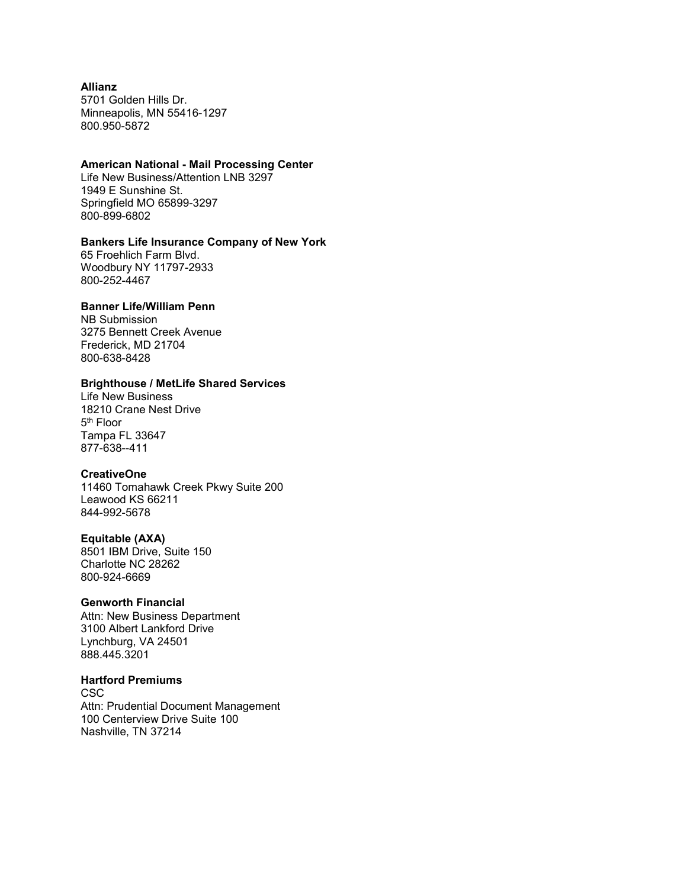**Allianz**
5701 Golden Hills Dr.
Minneapolis, MN 55416-1297
800.950-5872

**American National - Mail Processing Center**
Life New Business/Attention LNB 3297
1949 E Sunshine St.
Springfield MO 65899-3297
800-899-6802

**Bankers Life Insurance Company of New York**
65 Froehlich Farm Blvd.
Woodbury NY 11797-2933
800-252-4467

**Banner Life/William Penn**
NB Submission
3275 Bennett Creek Avenue
Frederick, MD 21704
800-638-8428

**Brighthouse / MetLife Shared Services**
Life New Business
18210 Crane Nest Drive
5th Floor
Tampa FL 33647
877-638--411

**CreativeOne**
11460 Tomahawk Creek Pkwy Suite 200
Leawood KS 66211
844-992-5678

**Equitable (AXA)**
8501 IBM Drive, Suite 150
Charlotte NC 28262
800-924-6669

**Genworth Financial**
Attn: New Business Department
3100 Albert Lankford Drive
Lynchburg, VA 24501
888.445.3201

**Hartford Premiums**
CSC
Attn: Prudential Document Management
100 Centerview Drive Suite 100
Nashville, TN 37214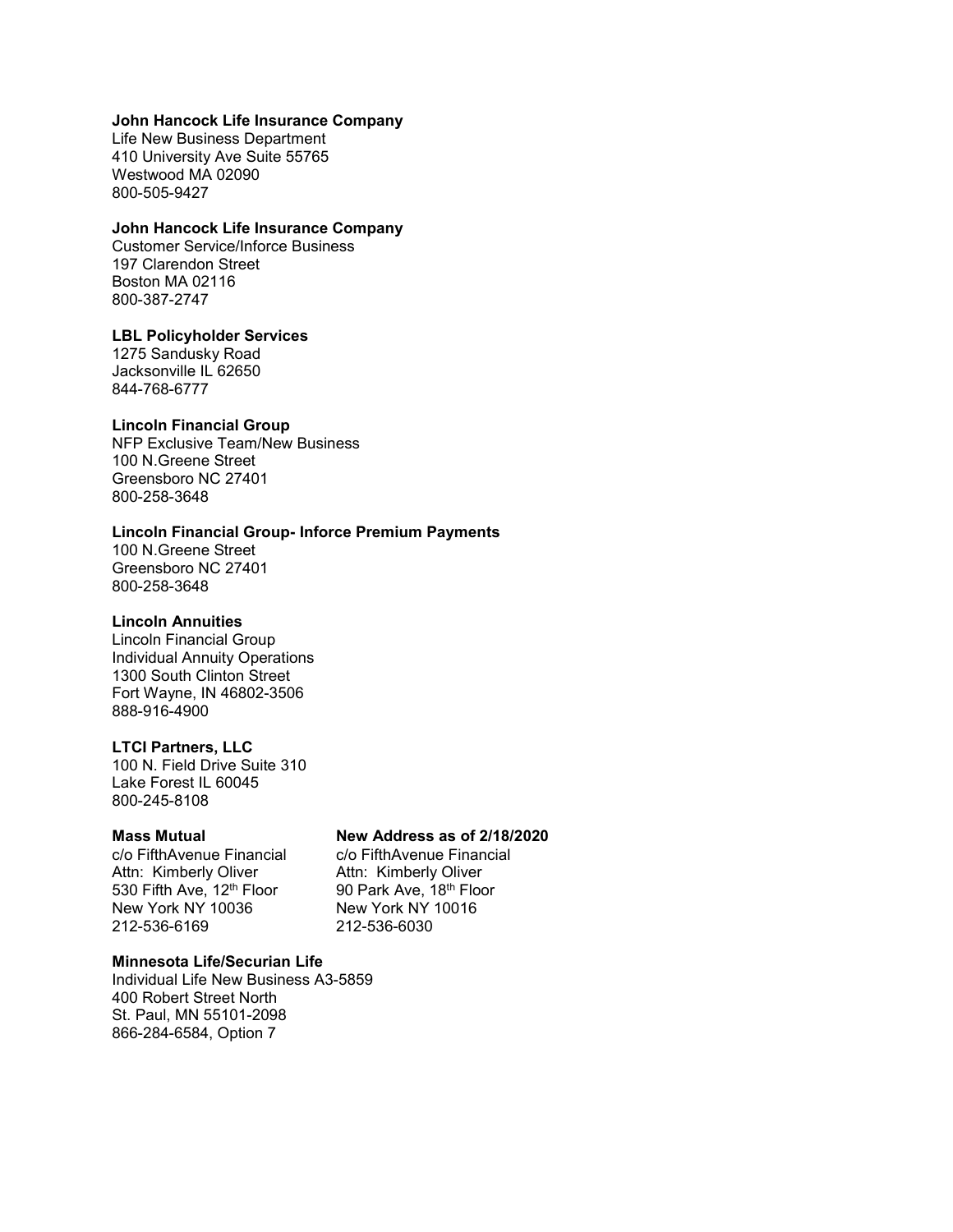**John Hancock Life Insurance Company**
Life New Business Department
410 University Ave Suite 55765
Westwood MA 02090
800-505-9427

**John Hancock Life Insurance Company**
Customer Service/Inforce Business
197 Clarendon Street
Boston MA 02116
800-387-2747

**LBL Policyholder Services**
1275 Sandusky Road
Jacksonville IL 62650
844-768-6777

**Lincoln Financial Group**
NFP Exclusive Team/New Business
100 N.Greene Street
Greensboro NC 27401
800-258-3648

**Lincoln Financial Group- Inforce Premium Payments**
100 N.Greene Street
Greensboro NC 27401
800-258-3648

**Lincoln Annuities**
Lincoln Financial Group
Individual Annuity Operations
1300 South Clinton Street
Fort Wayne, IN 46802-3506
888-916-4900

**LTCI Partners, LLC**
100 N. Field Drive Suite 310
Lake Forest IL 60045
800-245-8108

**Mass Mutual**
c/o FifthAvenue Financial
Attn: Kimberly Oliver
530 Fifth Ave, 12th Floor
New York NY 10036
212-536-6169

**New Address as of 2/18/2020**
c/o FifthAvenue Financial
Attn: Kimberly Oliver
90 Park Ave, 18th Floor
New York NY 10016
212-536-6030

**Minnesota Life/Securian Life**
Individual Life New Business A3-5859
400 Robert Street North
St. Paul, MN 55101-2098
866-284-6584, Option 7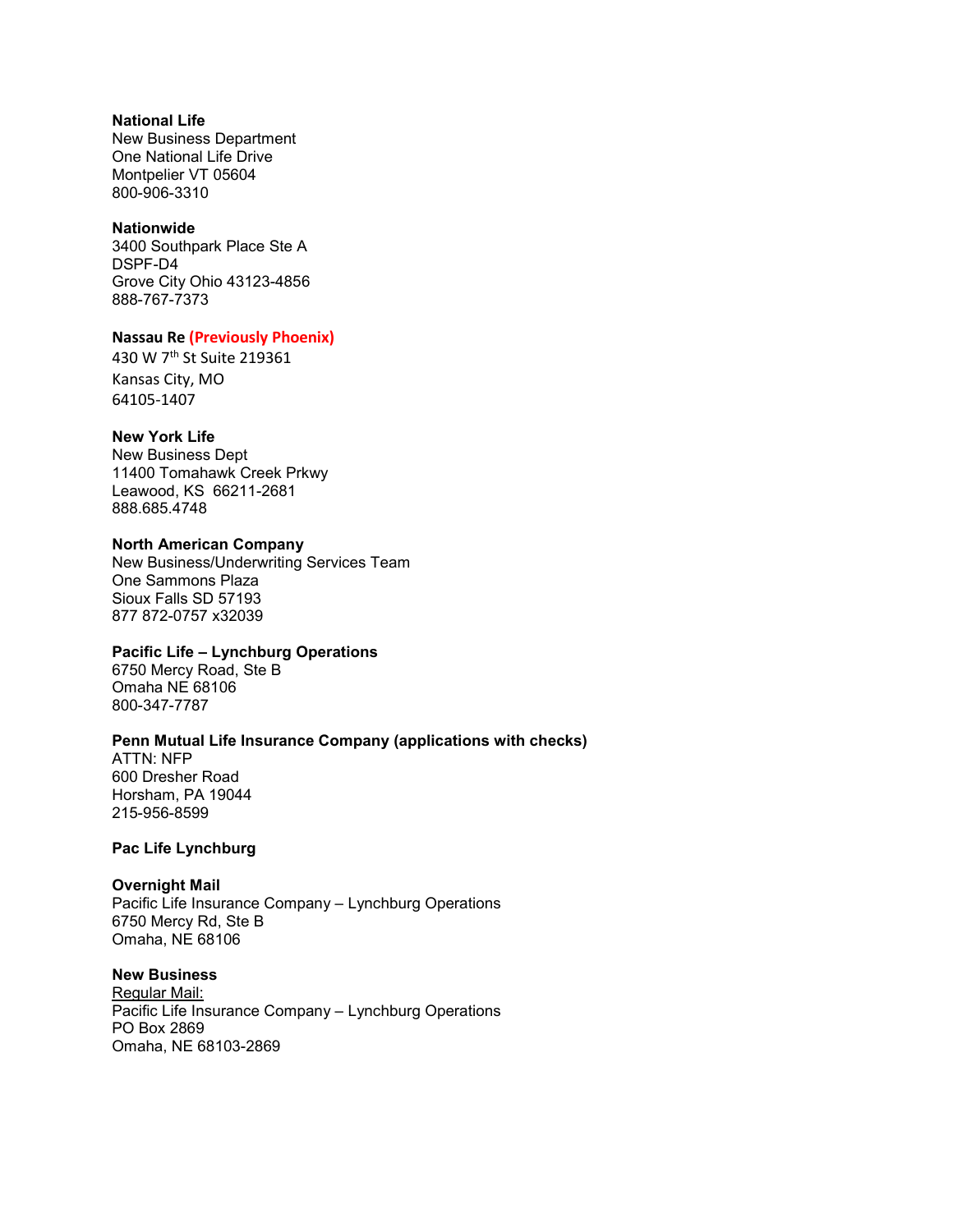**National Life**
New Business Department
One National Life Drive
Montpelier VT 05604
800-906-3310

**Nationwide**
3400 Southpark Place Ste A
DSPF-D4
Grove City Ohio 43123-4856
888-767-7373

**Nassau Re (Previously Phoenix)**
430 W 7th St Suite 219361
Kansas City, MO
64105-1407

**New York Life**
New Business Dept
11400 Tomahawk Creek Prkwy
Leawood, KS 66211-2681
888.685.4748

**North American Company**
New Business/Underwriting Services Team
One Sammons Plaza
Sioux Falls SD 57193
877 872-0757 x32039

**Pacific Life – Lynchburg Operations**
6750 Mercy Road, Ste B
Omaha NE 68106
800-347-7787

**Penn Mutual Life Insurance Company (applications with checks)**
ATTN: NFP
600 Dresher Road
Horsham, PA 19044
215-956-8599

**Pac Life Lynchburg**

**Overnight Mail**
Pacific Life Insurance Company – Lynchburg Operations
6750 Mercy Rd, Ste B
Omaha, NE 68106

**New Business**
Regular Mail:
Pacific Life Insurance Company – Lynchburg Operations
PO Box 2869
Omaha, NE 68103-2869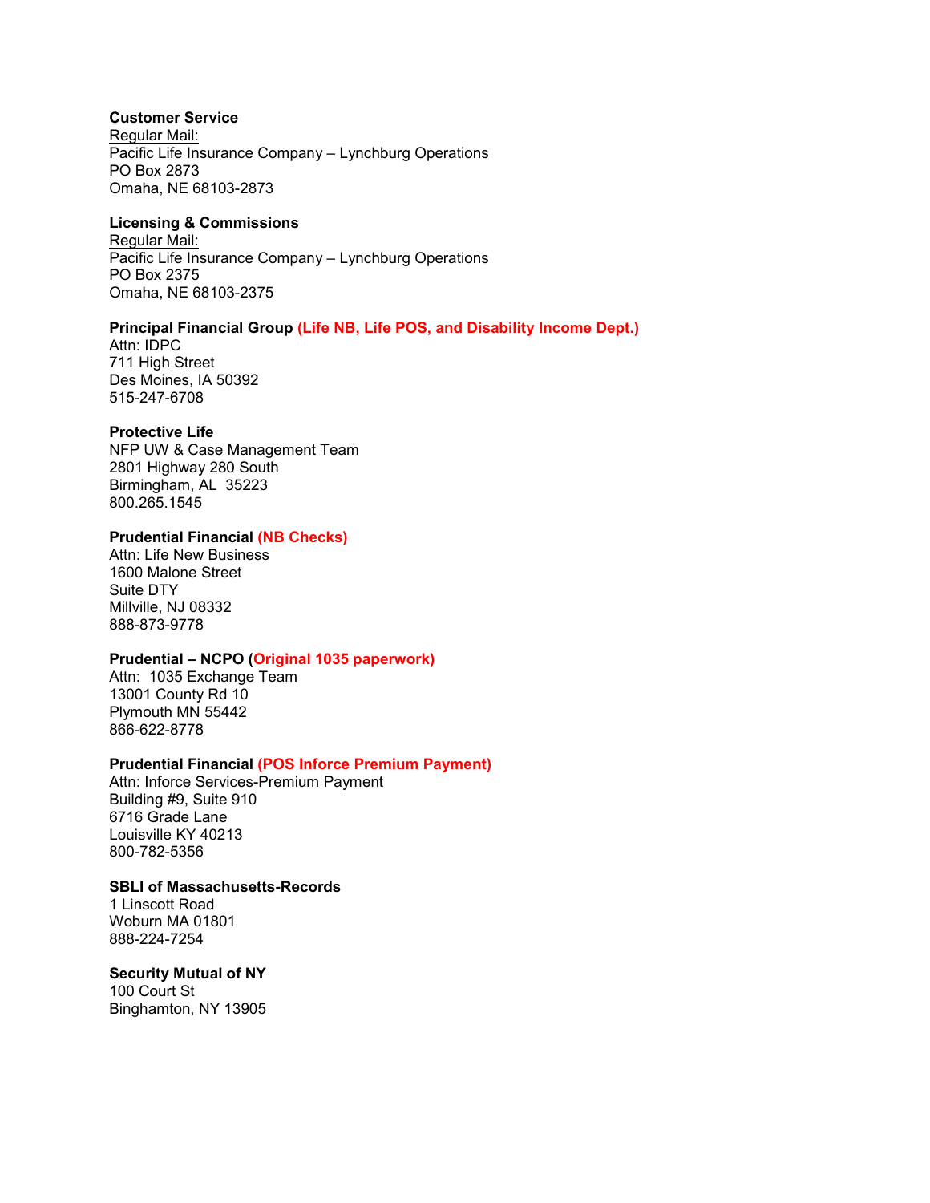**Customer Service**
Regular Mail:
Pacific Life Insurance Company – Lynchburg Operations
PO Box 2873
Omaha, NE 68103-2873

**Licensing & Commissions**
Regular Mail:
Pacific Life Insurance Company – Lynchburg Operations
PO Box 2375
Omaha, NE 68103-2375

**Principal Financial Group (Life NB, Life POS, and Disability Income Dept.)**
Attn: IDPC
711 High Street
Des Moines, IA 50392
515-247-6708

**Protective Life**
NFP UW & Case Management Team
2801 Highway 280 South
Birmingham, AL  35223
800.265.1545

**Prudential Financial (NB Checks)**
Attn: Life New Business
1600 Malone Street
Suite DTY
Millville, NJ 08332
888-873-9778

**Prudential – NCPO (Original 1035 paperwork)**
Attn:  1035 Exchange Team
13001 County Rd 10
Plymouth MN 55442
866-622-8778

**Prudential Financial (POS Inforce Premium Payment)**
Attn: Inforce Services-Premium Payment
Building #9, Suite 910
6716 Grade Lane
Louisville KY 40213
800-782-5356

**SBLI of Massachusetts-Records**
1 Linscott Road
Woburn MA 01801
888-224-7254

**Security Mutual of NY**
100 Court St
Binghamton, NY 13905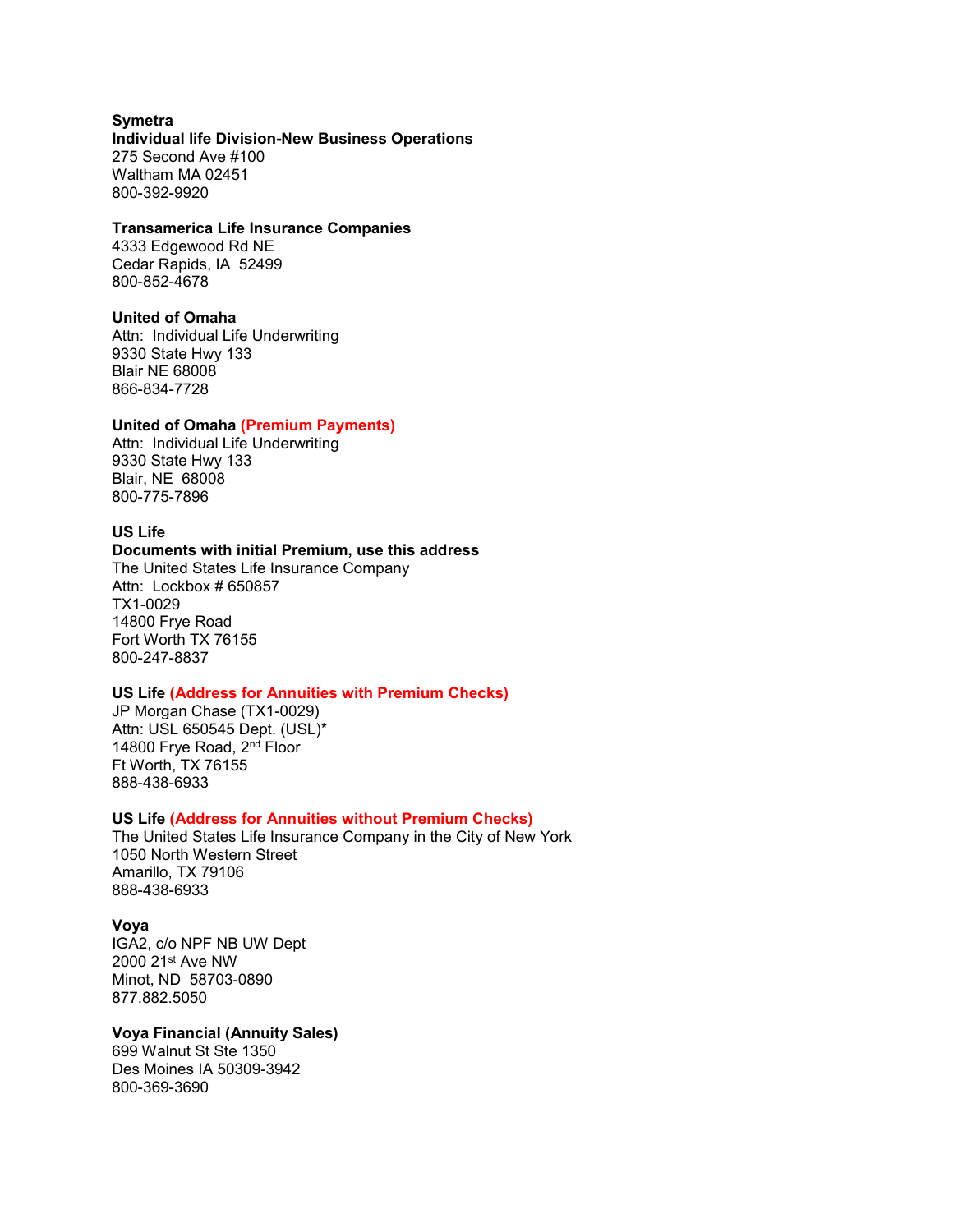**Symetra**
**Individual life Division-New Business Operations**
275 Second Ave #100
Waltham MA 02451
800-392-9920

**Transamerica Life Insurance Companies**
4333 Edgewood Rd NE
Cedar Rapids, IA 52499
800-852-4678

**United of Omaha**
Attn: Individual Life Underwriting
9330 State Hwy 133
Blair NE 68008
866-834-7728

**United of Omaha (Premium Payments)**
Attn: Individual Life Underwriting
9330 State Hwy 133
Blair, NE 68008
800-775-7896

**US Life**
**Documents with initial Premium, use this address**
The United States Life Insurance Company
Attn: Lockbox # 650857
TX1-0029
14800 Frye Road
Fort Worth TX 76155
800-247-8837

**US Life (Address for Annuities with Premium Checks)**
JP Morgan Chase (TX1-0029)
Attn: USL 650545 Dept. (USL)*
14800 Frye Road, 2nd Floor
Ft Worth, TX 76155
888-438-6933

**US Life (Address for Annuities without Premium Checks)**
The United States Life Insurance Company in the City of New York
1050 North Western Street
Amarillo, TX 79106
888-438-6933

**Voya**
IGA2, c/o NPF NB UW Dept
2000 21st Ave NW
Minot, ND 58703-0890
877.882.5050

**Voya Financial (Annuity Sales)**
699 Walnut St Ste 1350
Des Moines IA 50309-3942
800-369-3690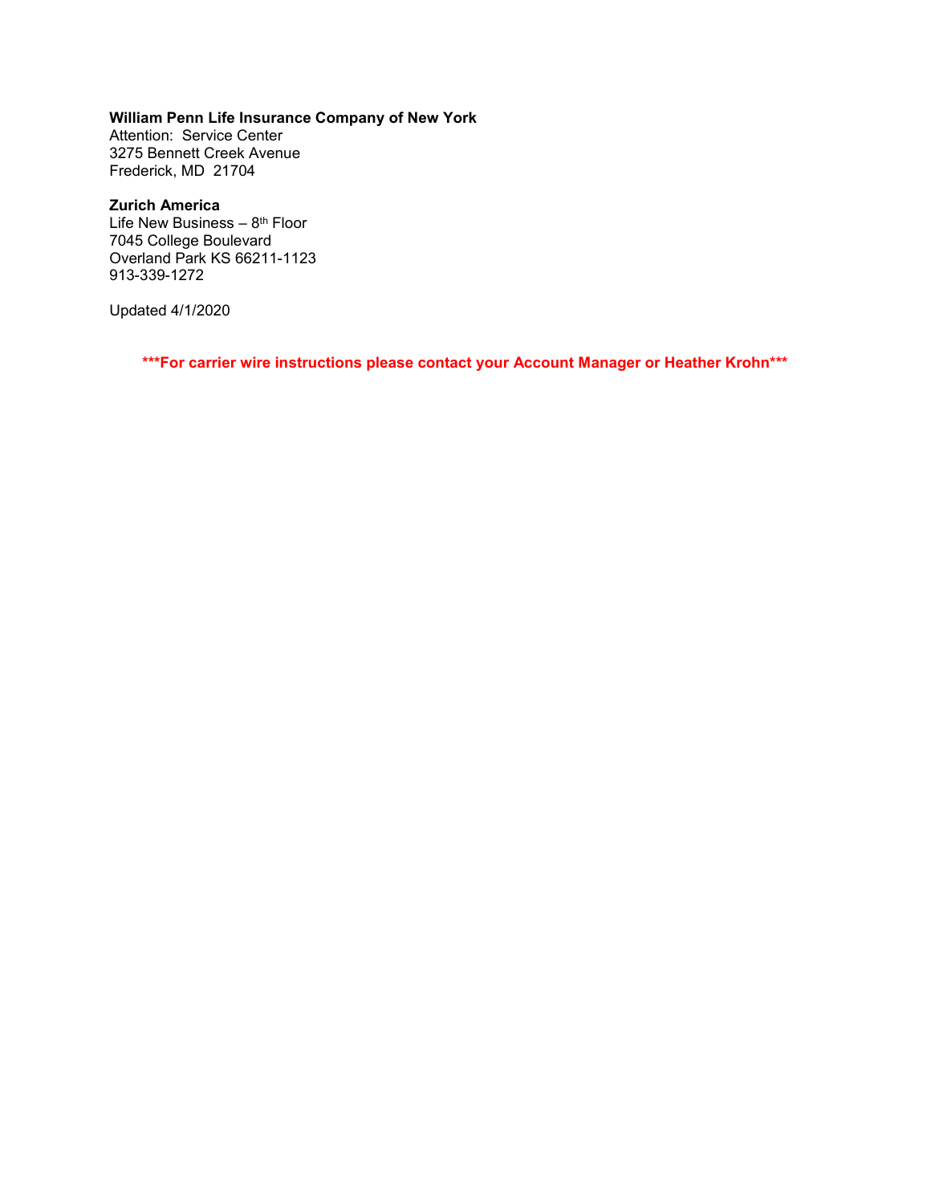**William Penn Life Insurance Company of New York**
Attention: Service Center
3275 Bennett Creek Avenue
Frederick, MD 21704

**Zurich America**
Life New Business – 8th Floor
7045 College Boulevard
Overland Park KS 66211-1123
913-339-1272

Updated 4/1/2020

**\*\*\*For carrier wire instructions please contact your Account Manager or Heather Krohn\*\*\***